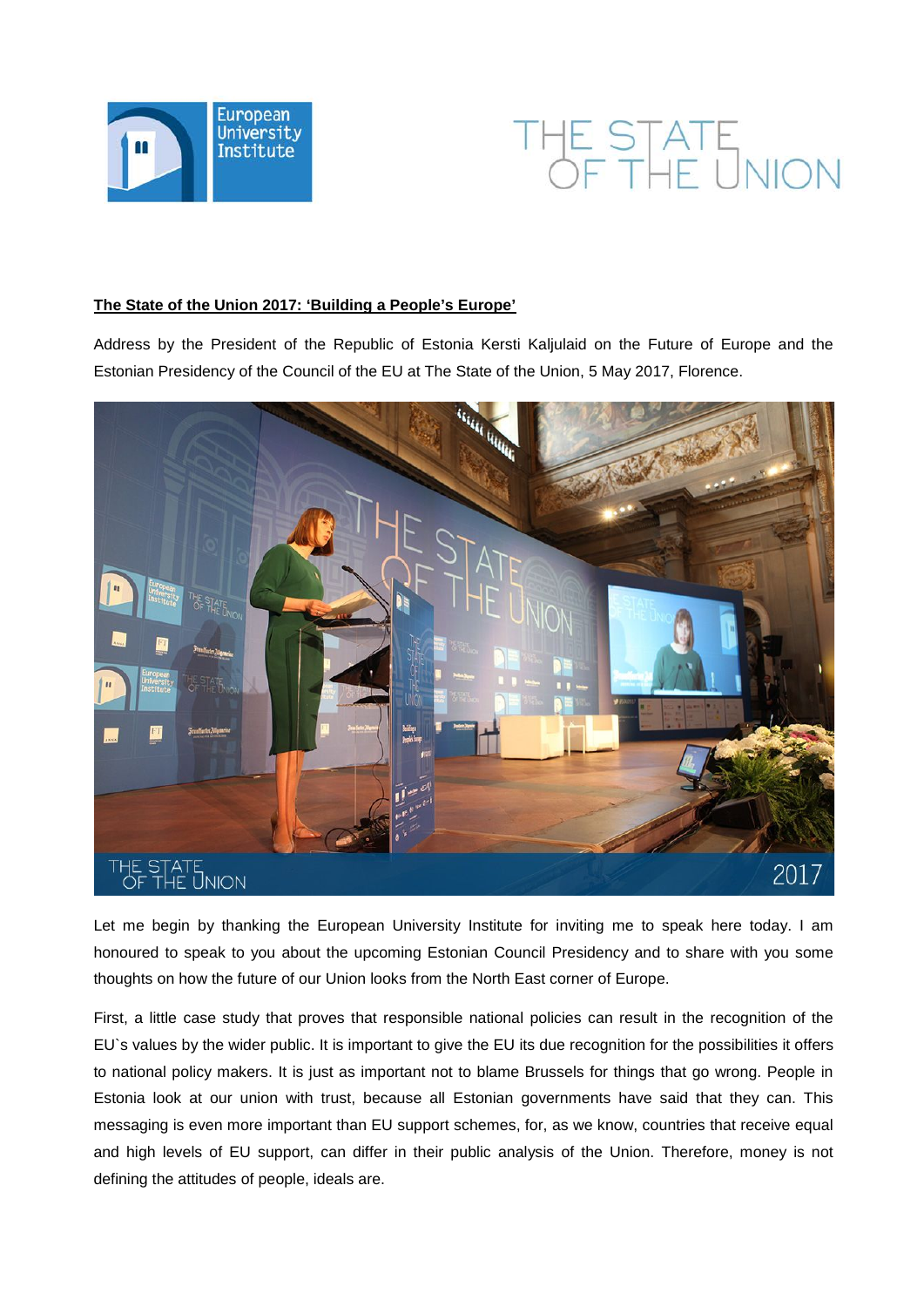**The State of the Union 2017: 'Building a People's Europe'**

Address by the President of the Republic of Estonia Kersti Kaljulaid on the Future of Europe and the Estonian Presidency of the Council of the EU at The State of the Union, 5 May 2017, Florence.

Let me begin by thanking the European University Institute for inviting me to speak here today. I am honoured to speak to you about the upcoming Estonian Council Presidency and to share with you some thoughts on how the future of our Union looks from the North East corner of Europe.

First, a little case study that proves that responsible national policies can result in the recognition of the EU`s values by the wider public. It is important to give the EU its due recognition for the possibilities it offers to national policy makers. It is just as important not to blame Brussels for things that go wrong. People in Estonia look at our union with trust, because all Estonian governments have said that they can. This messaging is even more important than EU support schemes, for, as we know, countries that receive equal and high levels of EU support, can differ in their public analysis of the Union. Therefore, money is not defining the attitudes of people, ideals are.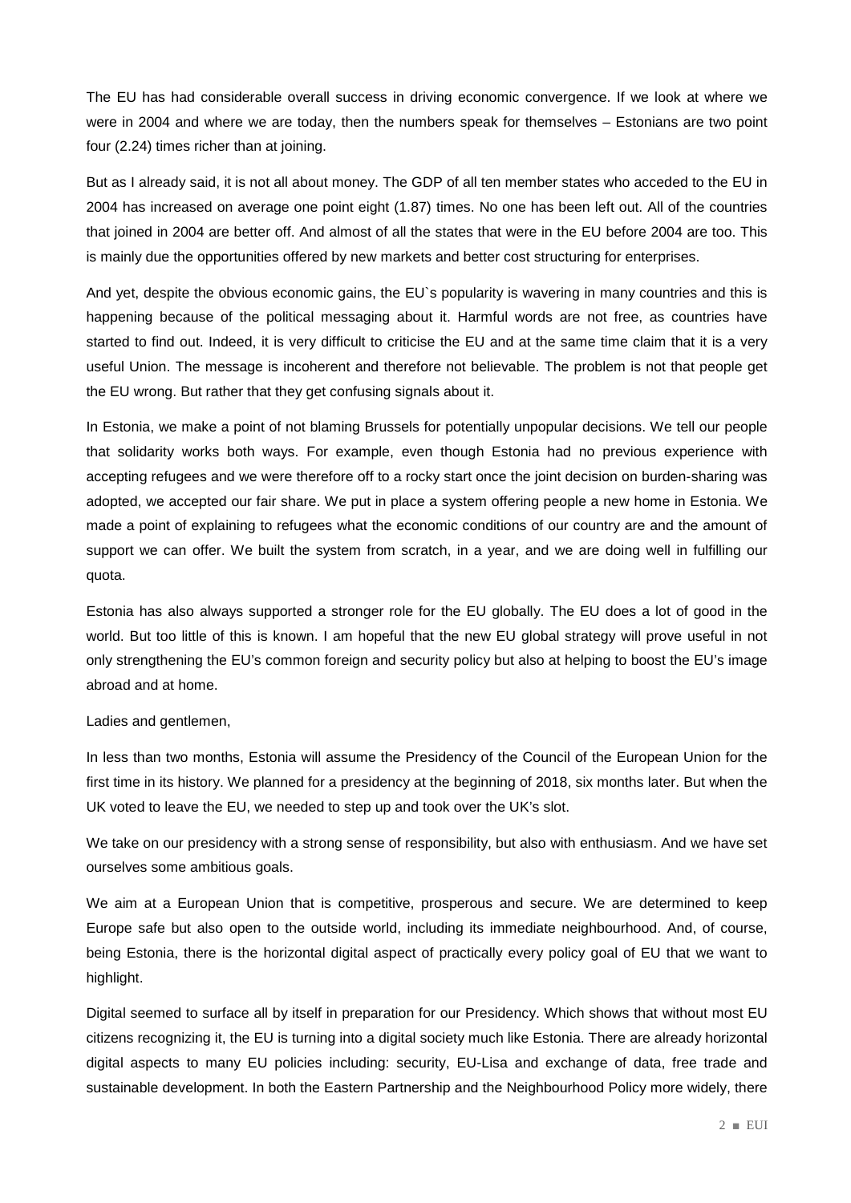The EU has had considerable overall success in driving economic convergence. If we look at where we were in 2004 and where we are today, then the numbers speak for themselves – Estonians are two point four (2.24) times richer than at joining.

But as I already said, it is not all about money. The GDP of all ten member states who acceded to the EU in 2004 has increased on average one point eight (1.87) times. No one has been left out. All of the countries that joined in 2004 are better off. And almost of all the states that were in the EU before 2004 are too. This is mainly due the opportunities offered by new markets and better cost structuring for enterprises.

And yet, despite the obvious economic gains, the EU`s popularity is wavering in many countries and this is happening because of the political messaging about it. Harmful words are not free, as countries have started to find out. Indeed, it is very difficult to criticise the EU and at the same time claim that it is a very useful Union. The message is incoherent and therefore not believable. The problem is not that people get the EU wrong. But rather that they get confusing signals about it.

In Estonia, we make a point of not blaming Brussels for potentially unpopular decisions. We tell our people that solidarity works both ways. For example, even though Estonia had no previous experience with accepting refugees and we were therefore off to a rocky start once the joint decision on burden-sharing was adopted, we accepted our fair share. We put in place a system offering people a new home in Estonia. We made a point of explaining to refugees what the economic conditions of our country are and the amount of support we can offer. We built the system from scratch, in a year, and we are doing well in fulfilling our quota.

Estonia has also always supported a stronger role for the EU globally. The EU does a lot of good in the world. But too little of this is known. I am hopeful that the new EU global strategy will prove useful in not only strengthening the EU's common foreign and security policy but also at helping to boost the EU's image abroad and at home.

Ladies and gentlemen,

In less than two months, Estonia will assume the Presidency of the Council of the European Union for the first time in its history. We planned for a presidency at the beginning of 2018, six months later. But when the UK voted to leave the EU, we needed to step up and took over the UK's slot.

We take on our presidency with a strong sense of responsibility, but also with enthusiasm. And we have set ourselves some ambitious goals.

We aim at a European Union that is competitive, prosperous and secure. We are determined to keep Europe safe but also open to the outside world, including its immediate neighbourhood. And, of course, being Estonia, there is the horizontal digital aspect of practically every policy goal of EU that we want to highlight.

Digital seemed to surface all by itself in preparation for our Presidency. Which shows that without most EU citizens recognizing it, the EU is turning into a digital society much like Estonia. There are already horizontal digital aspects to many EU policies including: security, EU-Lisa and exchange of data, free trade and sustainable development. In both the Eastern Partnership and the Neighbourhood Policy more widely, there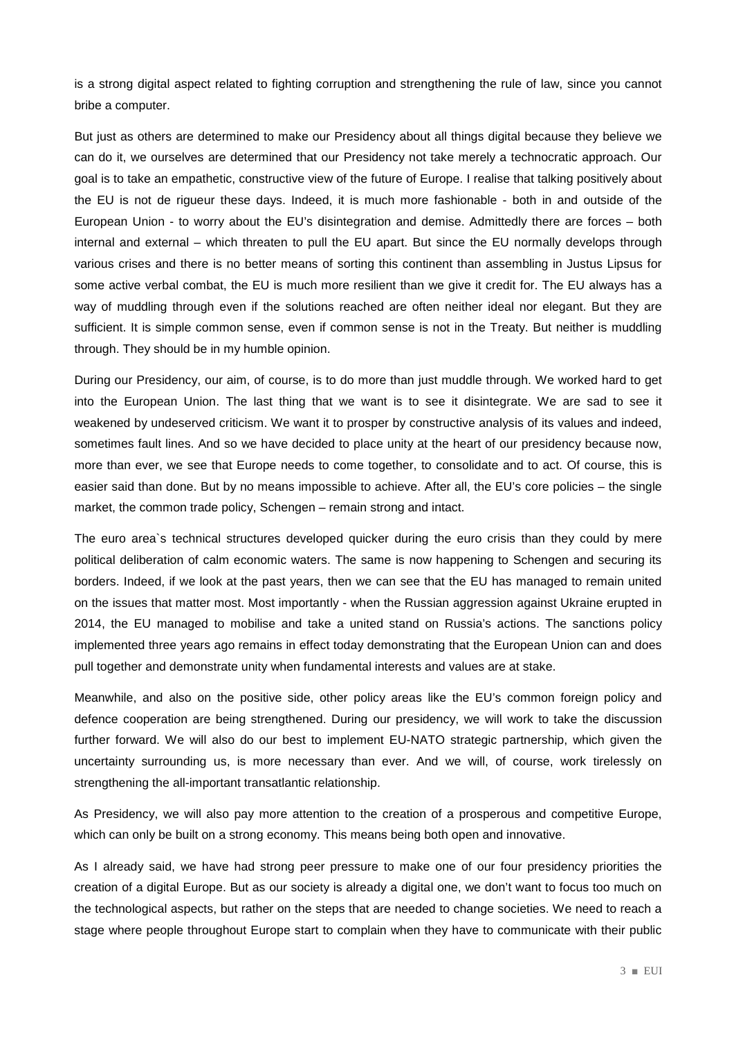is a strong digital aspect related to fighting corruption and strengthening the rule of law, since you cannot bribe a computer.

But just as others are determined to make our Presidency about all things digital because they believe we can do it, we ourselves are determined that our Presidency not take merely a technocratic approach. Our goal is to take an empathetic, constructive view of the future of Europe. I realise that talking positively about the EU is not de rigueur these days. Indeed, it is much more fashionable - both in and outside of the European Union - to worry about the EU's disintegration and demise. Admittedly there are forces – both internal and external – which threaten to pull the EU apart. But since the EU normally develops through various crises and there is no better means of sorting this continent than assembling in Justus Lipsus for some active verbal combat, the EU is much more resilient than we give it credit for. The EU always has a way of muddling through even if the solutions reached are often neither ideal nor elegant. But they are sufficient. It is simple common sense, even if common sense is not in the Treaty. But neither is muddling through. They should be in my humble opinion.

During our Presidency, our aim, of course, is to do more than just muddle through. We worked hard to get into the European Union. The last thing that we want is to see it disintegrate. We are sad to see it weakened by undeserved criticism. We want it to prosper by constructive analysis of its values and indeed, sometimes fault lines. And so we have decided to place unity at the heart of our presidency because now, more than ever, we see that Europe needs to come together, to consolidate and to act. Of course, this is easier said than done. But by no means impossible to achieve. After all, the EU's core policies – the single market, the common trade policy, Schengen – remain strong and intact.

The euro area`s technical structures developed quicker during the euro crisis than they could by mere political deliberation of calm economic waters. The same is now happening to Schengen and securing its borders. Indeed, if we look at the past years, then we can see that the EU has managed to remain united on the issues that matter most. Most importantly - when the Russian aggression against Ukraine erupted in 2014, the EU managed to mobilise and take a united stand on Russia's actions. The sanctions policy implemented three years ago remains in effect today demonstrating that the European Union can and does pull together and demonstrate unity when fundamental interests and values are at stake.

Meanwhile, and also on the positive side, other policy areas like the EU's common foreign policy and defence cooperation are being strengthened. During our presidency, we will work to take the discussion further forward. We will also do our best to implement EU-NATO strategic partnership, which given the uncertainty surrounding us, is more necessary than ever. And we will, of course, work tirelessly on strengthening the all-important transatlantic relationship.

As Presidency, we will also pay more attention to the creation of a prosperous and competitive Europe, which can only be built on a strong economy. This means being both open and innovative.

As I already said, we have had strong peer pressure to make one of our four presidency priorities the creation of a digital Europe. But as our society is already a digital one, we don't want to focus too much on the technological aspects, but rather on the steps that are needed to change societies. We need to reach a stage where people throughout Europe start to complain when they have to communicate with their public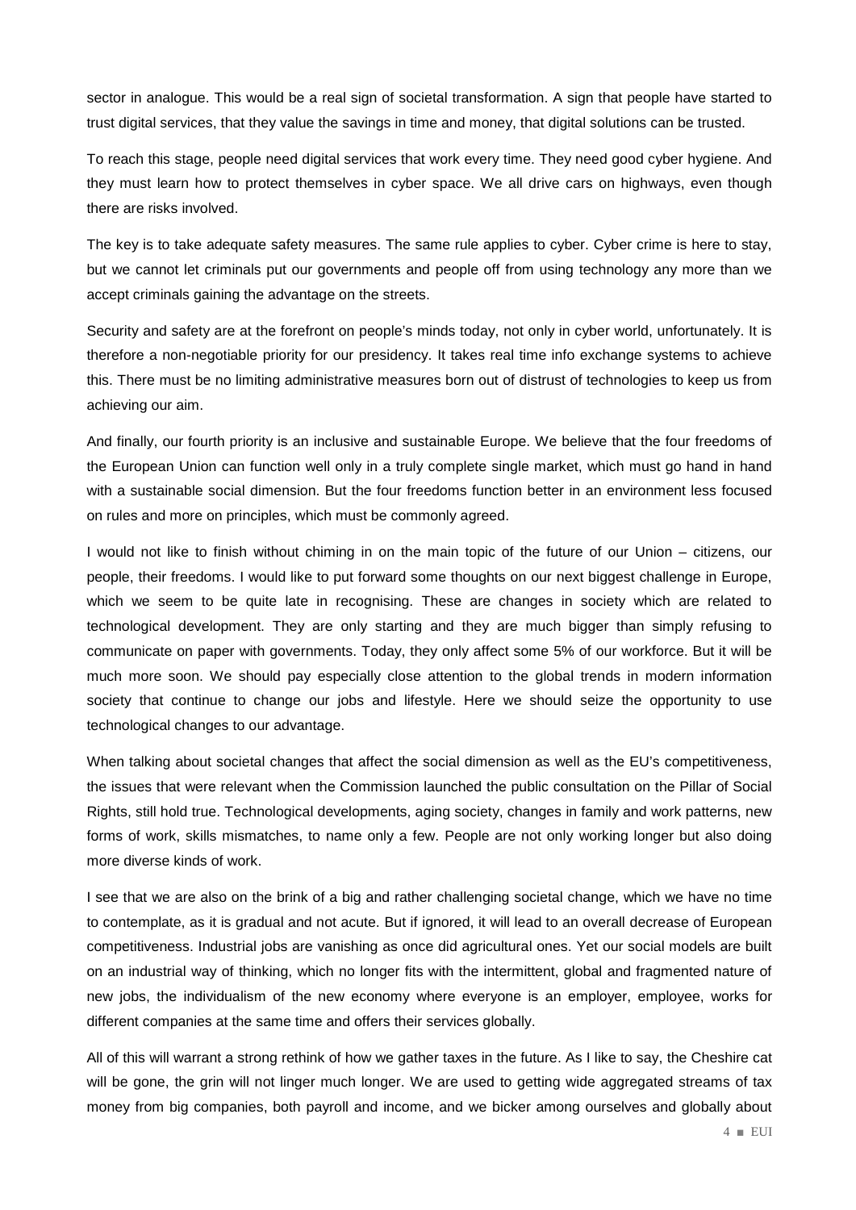sector in analogue. This would be a real sign of societal transformation. A sign that people have started to trust digital services, that they value the savings in time and money, that digital solutions can be trusted.

To reach this stage, people need digital services that work every time. They need good cyber hygiene. And they must learn how to protect themselves in cyber space. We all drive cars on highways, even though there are risks involved.

The key is to take adequate safety measures. The same rule applies to cyber. Cyber crime is here to stay, but we cannot let criminals put our governments and people off from using technology any more than we accept criminals gaining the advantage on the streets.

Security and safety are at the forefront on people's minds today, not only in cyber world, unfortunately. It is therefore a non-negotiable priority for our presidency. It takes real time info exchange systems to achieve this. There must be no limiting administrative measures born out of distrust of technologies to keep us from achieving our aim.

And finally, our fourth priority is an inclusive and sustainable Europe. We believe that the four freedoms of the European Union can function well only in a truly complete single market, which must go hand in hand with a sustainable social dimension. But the four freedoms function better in an environment less focused on rules and more on principles, which must be commonly agreed.

I would not like to finish without chiming in on the main topic of the future of our Union – citizens, our people, their freedoms. I would like to put forward some thoughts on our next biggest challenge in Europe, which we seem to be quite late in recognising. These are changes in society which are related to technological development. They are only starting and they are much bigger than simply refusing to communicate on paper with governments. Today, they only affect some 5% of our workforce. But it will be much more soon. We should pay especially close attention to the global trends in modern information society that continue to change our jobs and lifestyle. Here we should seize the opportunity to use technological changes to our advantage.

When talking about societal changes that affect the social dimension as well as the EU's competitiveness, the issues that were relevant when the Commission launched the public consultation on the Pillar of Social Rights, still hold true. Technological developments, aging society, changes in family and work patterns, new forms of work, skills mismatches, to name only a few. People are not only working longer but also doing more diverse kinds of work.

I see that we are also on the brink of a big and rather challenging societal change, which we have no time to contemplate, as it is gradual and not acute. But if ignored, it will lead to an overall decrease of European competitiveness. Industrial jobs are vanishing as once did agricultural ones. Yet our social models are built on an industrial way of thinking, which no longer fits with the intermittent, global and fragmented nature of new jobs, the individualism of the new economy where everyone is an employer, employee, works for different companies at the same time and offers their services globally.

All of this will warrant a strong rethink of how we gather taxes in the future. As I like to say, the Cheshire cat will be gone, the grin will not linger much longer. We are used to getting wide aggregated streams of tax money from big companies, both payroll and income, and we bicker among ourselves and globally about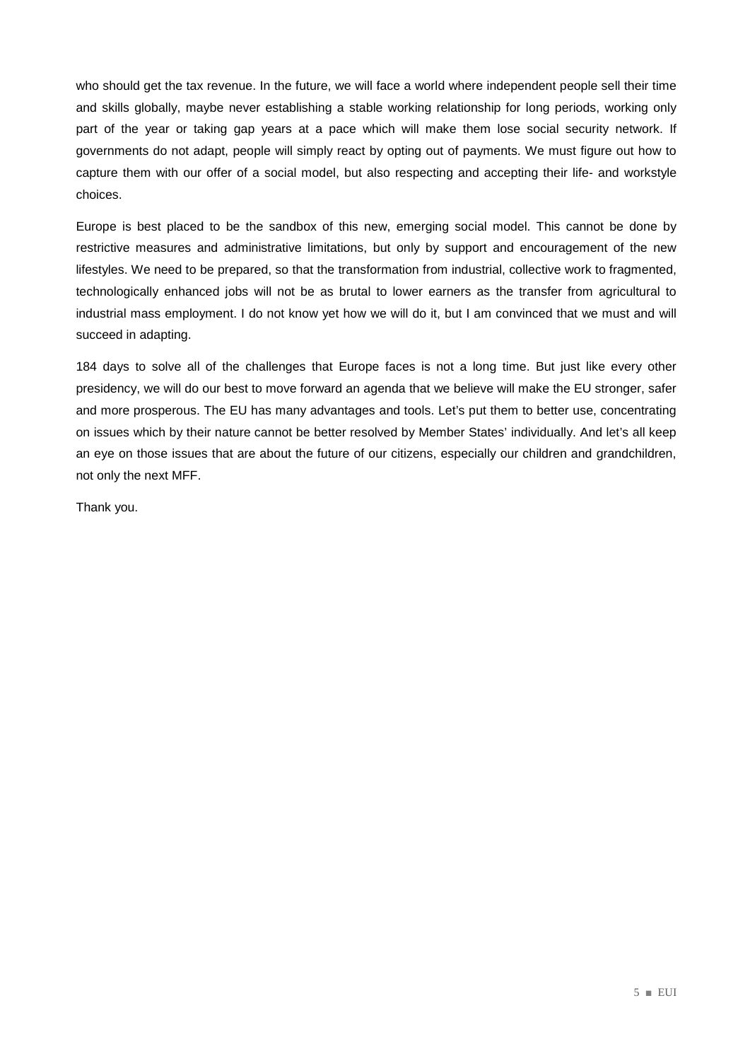who should get the tax revenue. In the future, we will face a world where independent people sell their time and skills globally, maybe never establishing a stable working relationship for long periods, working only part of the year or taking gap years at a pace which will make them lose social security network. If governments do not adapt, people will simply react by opting out of payments. We must figure out how to capture them with our offer of a social model, but also respecting and accepting their life- and workstyle choices.

Europe is best placed to be the sandbox of this new, emerging social model. This cannot be done by restrictive measures and administrative limitations, but only by support and encouragement of the new lifestyles. We need to be prepared, so that the transformation from industrial, collective work to fragmented, technologically enhanced jobs will not be as brutal to lower earners as the transfer from agricultural to industrial mass employment. I do not know yet how we will do it, but I am convinced that we must and will succeed in adapting.

184 days to solve all of the challenges that Europe faces is not a long time. But just like every other presidency, we will do our best to move forward an agenda that we believe will make the EU stronger, safer and more prosperous. The EU has many advantages and tools. Let's put them to better use, concentrating on issues which by their nature cannot be better resolved by Member States' individually. And let's all keep an eye on those issues that are about the future of our citizens, especially our children and grandchildren, not only the next MFF.

Thank you.